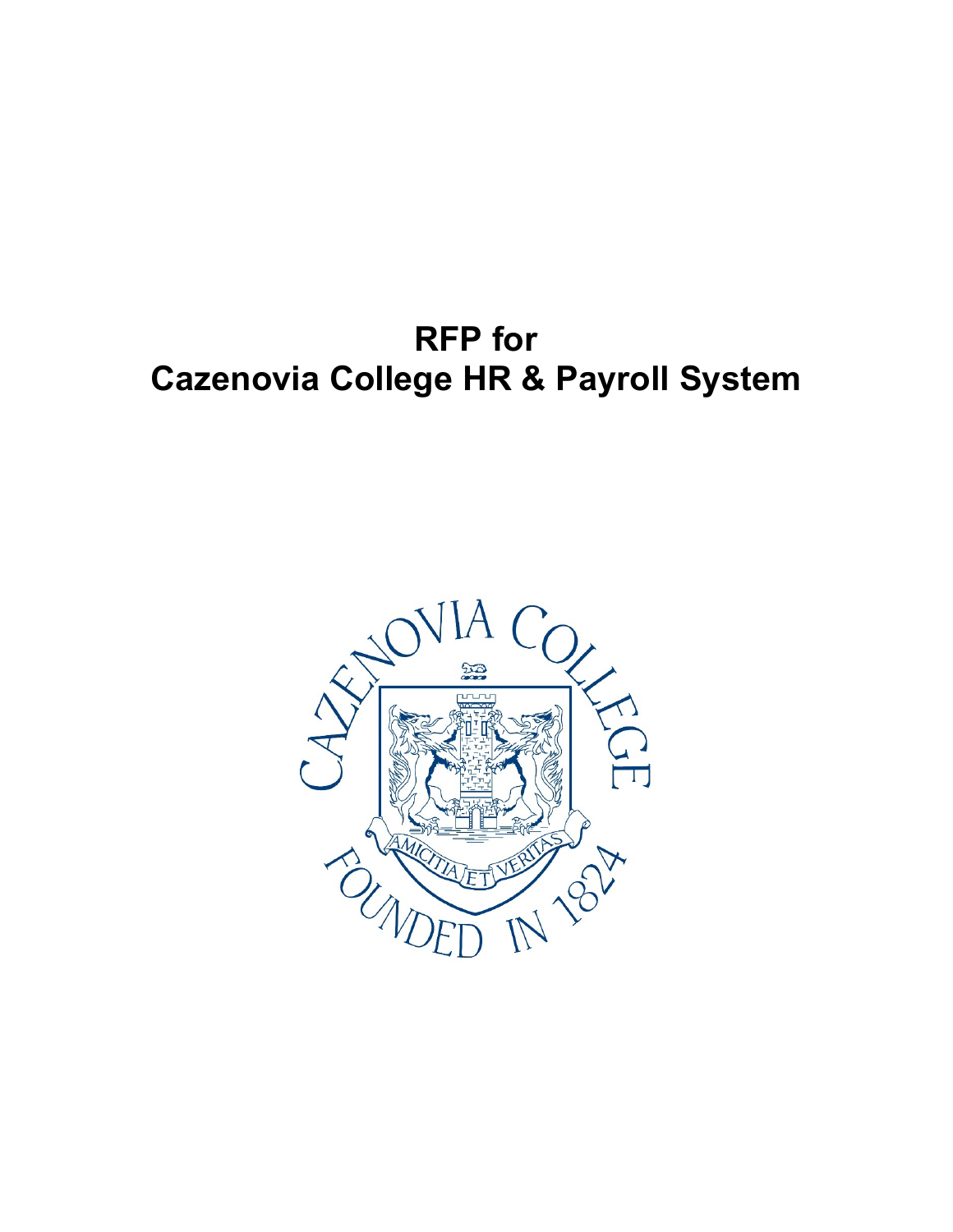# RFP for
# Cazenovia College HR & Payroll System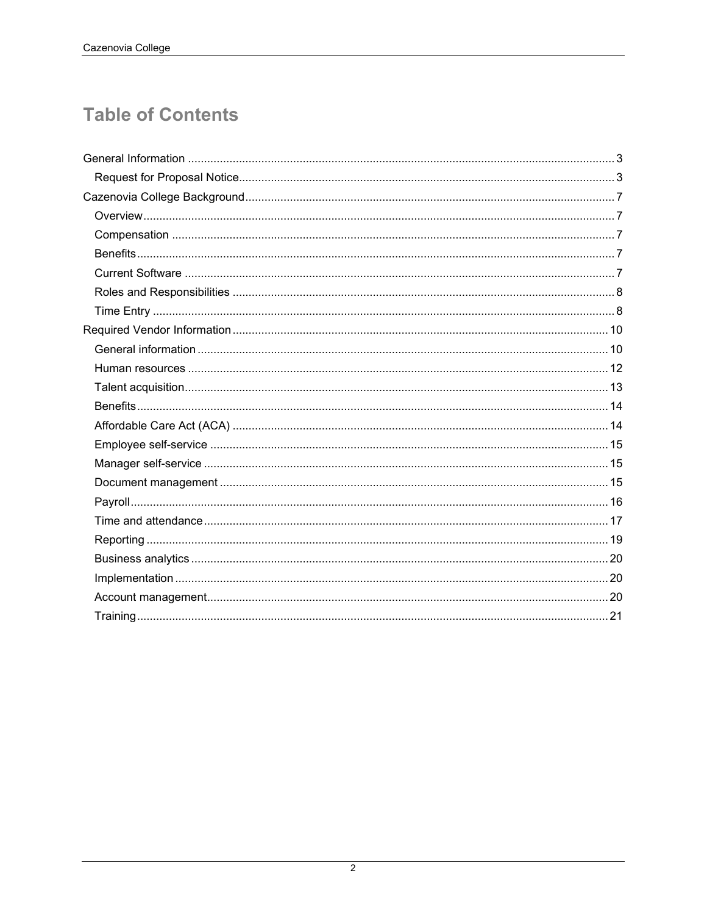# Table of Contents

- General Information ..... 3
  - Request for Proposal Notice ..... 3
- Cazenovia College Background ..... 7
  - Overview ..... 7
  - Compensation ..... 7
  - Benefits ..... 7
  - Current Software ..... 7
  - Roles and Responsibilities ..... 8
  - Time Entry ..... 8
- Required Vendor Information ..... 10
  - General information ..... 10
  - Human resources ..... 12
  - Talent acquisition ..... 13
  - Benefits ..... 14
  - Affordable Care Act (ACA) ..... 14
  - Employee self-service ..... 15
  - Manager self-service ..... 15
  - Document management ..... 15
  - Payroll ..... 16
  - Time and attendance ..... 17
  - Reporting ..... 19
  - Business analytics ..... 20
  - Implementation ..... 20
  - Account management ..... 20
  - Training ..... 21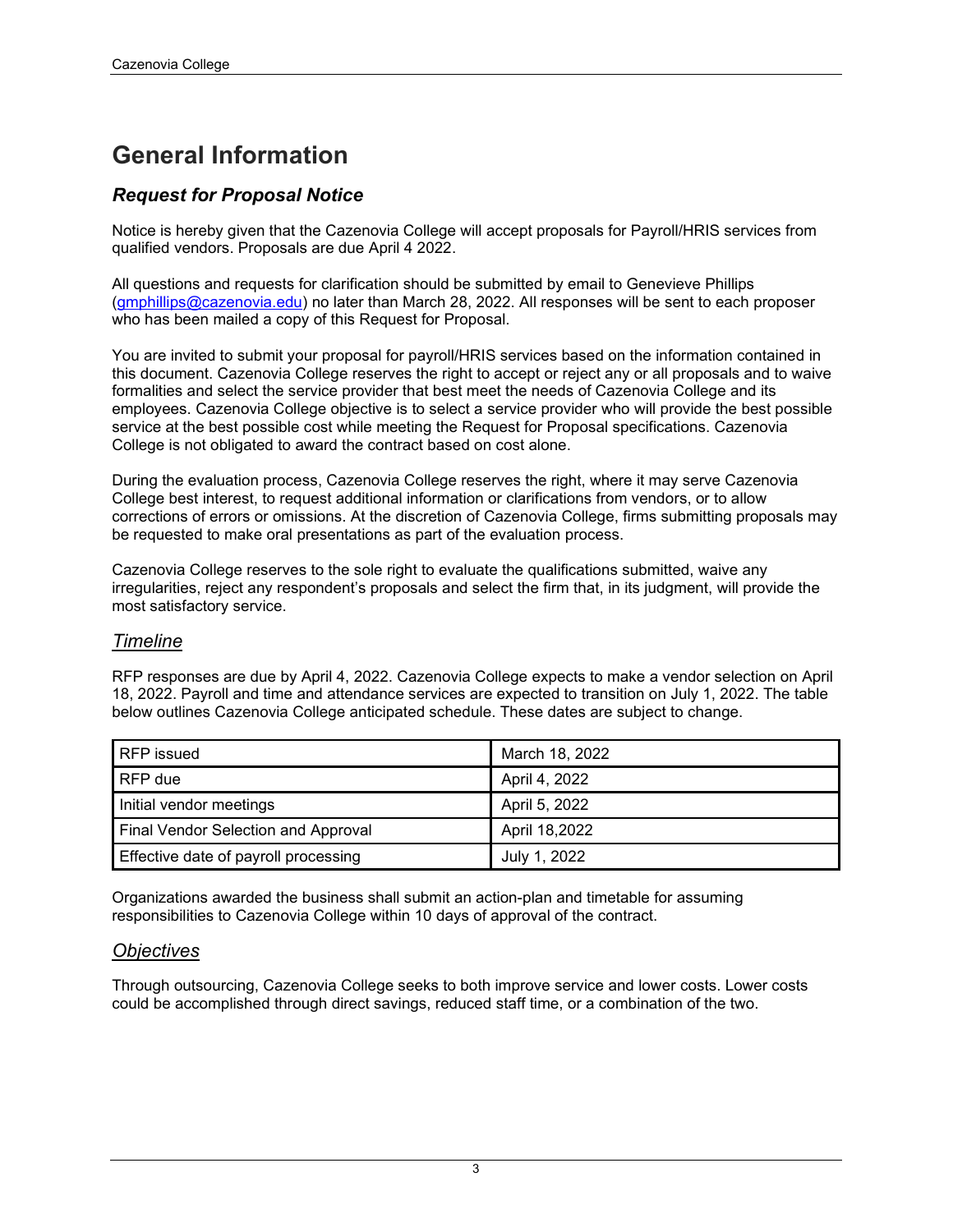# General Information

## *Request for Proposal Notice*

Notice is hereby given that the Cazenovia College will accept proposals for Payroll/HRIS services from qualified vendors. Proposals are due April 4 2022.

All questions and requests for clarification should be submitted by email to Genevieve Phillips (gmphillips@cazenovia.edu) no later than March 28, 2022. All responses will be sent to each proposer who has been mailed a copy of this Request for Proposal.

You are invited to submit your proposal for payroll/HRIS services based on the information contained in this document. Cazenovia College reserves the right to accept or reject any or all proposals and to waive formalities and select the service provider that best meet the needs of Cazenovia College and its employees. Cazenovia College objective is to select a service provider who will provide the best possible service at the best possible cost while meeting the Request for Proposal specifications. Cazenovia College is not obligated to award the contract based on cost alone.

During the evaluation process, Cazenovia College reserves the right, where it may serve Cazenovia College best interest, to request additional information or clarifications from vendors, or to allow corrections of errors or omissions. At the discretion of Cazenovia College, firms submitting proposals may be requested to make oral presentations as part of the evaluation process.

Cazenovia College reserves to the sole right to evaluate the qualifications submitted, waive any irregularities, reject any respondent's proposals and select the firm that, in its judgment, will provide the most satisfactory service.

### *Timeline*

RFP responses are due by April 4, 2022. Cazenovia College expects to make a vendor selection on April 18, 2022. Payroll and time and attendance services are expected to transition on July 1, 2022. The table below outlines Cazenovia College anticipated schedule. These dates are subject to change.

| | |
|---|---|
| RFP issued | March 18, 2022 |
| RFP due | April 4, 2022 |
| Initial vendor meetings | April 5, 2022 |
| Final Vendor Selection and Approval | April 18,2022 |
| Effective date of payroll processing | July 1, 2022 |

Organizations awarded the business shall submit an action-plan and timetable for assuming responsibilities to Cazenovia College within 10 days of approval of the contract.

### *Objectives*

Through outsourcing, Cazenovia College seeks to both improve service and lower costs. Lower costs could be accomplished through direct savings, reduced staff time, or a combination of the two.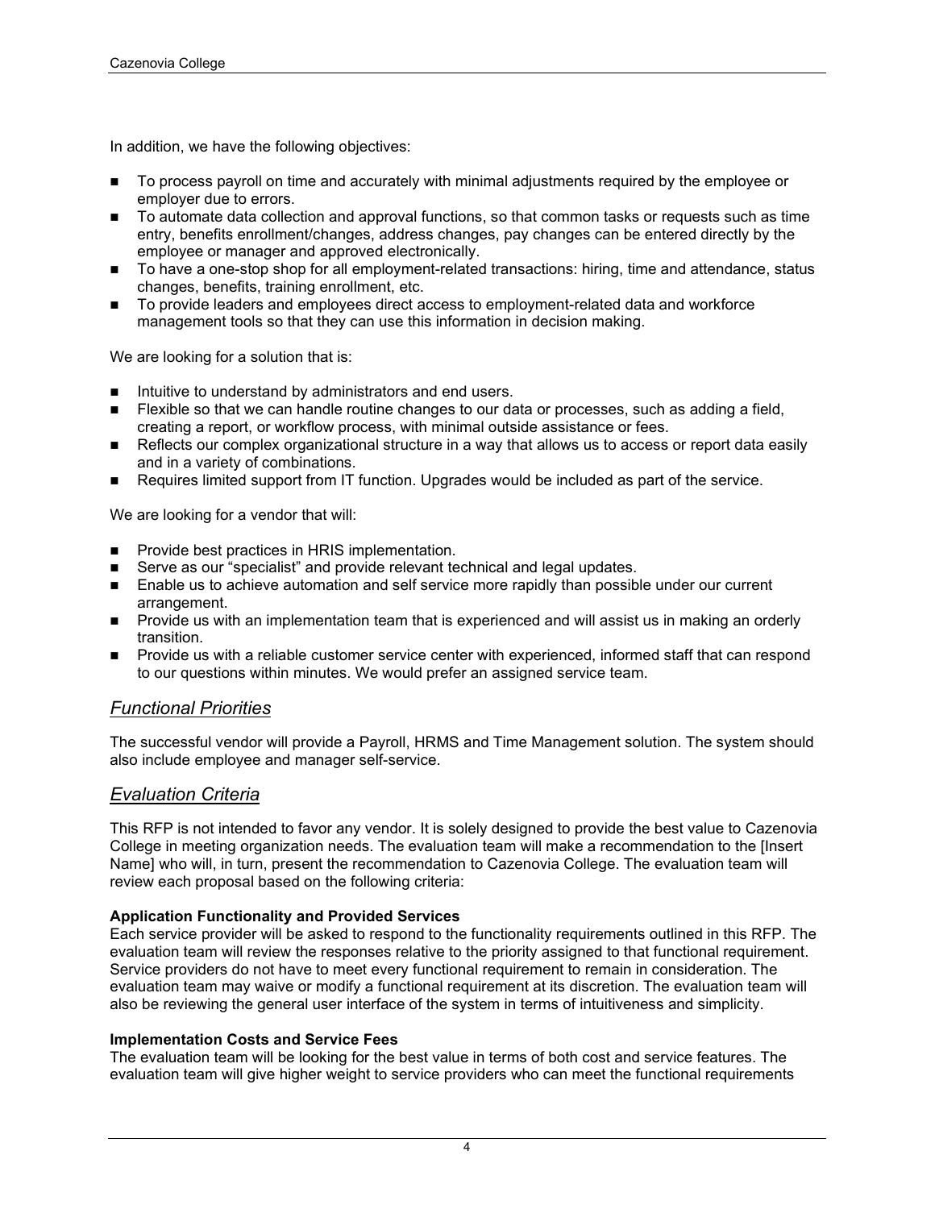In addition, we have the following objectives:

- To process payroll on time and accurately with minimal adjustments required by the employee or employer due to errors.
- To automate data collection and approval functions, so that common tasks or requests such as time entry, benefits enrollment/changes, address changes, pay changes can be entered directly by the employee or manager and approved electronically.
- To have a one-stop shop for all employment-related transactions: hiring, time and attendance, status changes, benefits, training enrollment, etc.
- To provide leaders and employees direct access to employment-related data and workforce management tools so that they can use this information in decision making.

We are looking for a solution that is:

- Intuitive to understand by administrators and end users.
- Flexible so that we can handle routine changes to our data or processes, such as adding a field, creating a report, or workflow process, with minimal outside assistance or fees.
- Reflects our complex organizational structure in a way that allows us to access or report data easily and in a variety of combinations.
- Requires limited support from IT function. Upgrades would be included as part of the service.

We are looking for a vendor that will:

- Provide best practices in HRIS implementation.
- Serve as our "specialist" and provide relevant technical and legal updates.
- Enable us to achieve automation and self service more rapidly than possible under our current arrangement.
- Provide us with an implementation team that is experienced and will assist us in making an orderly transition.
- Provide us with a reliable customer service center with experienced, informed staff that can respond to our questions within minutes. We would prefer an assigned service team.

## *Functional Priorities*

The successful vendor will provide a Payroll, HRMS and Time Management solution. The system should also include employee and manager self-service.

## *Evaluation Criteria*

This RFP is not intended to favor any vendor. It is solely designed to provide the best value to Cazenovia College in meeting organization needs. The evaluation team will make a recommendation to the [Insert Name] who will, in turn, present the recommendation to Cazenovia College. The evaluation team will review each proposal based on the following criteria:

**Application Functionality and Provided Services**
Each service provider will be asked to respond to the functionality requirements outlined in this RFP. The evaluation team will review the responses relative to the priority assigned to that functional requirement. Service providers do not have to meet every functional requirement to remain in consideration. The evaluation team may waive or modify a functional requirement at its discretion. The evaluation team will also be reviewing the general user interface of the system in terms of intuitiveness and simplicity.

**Implementation Costs and Service Fees**
The evaluation team will be looking for the best value in terms of both cost and service features. The evaluation team will give higher weight to service providers who can meet the functional requirements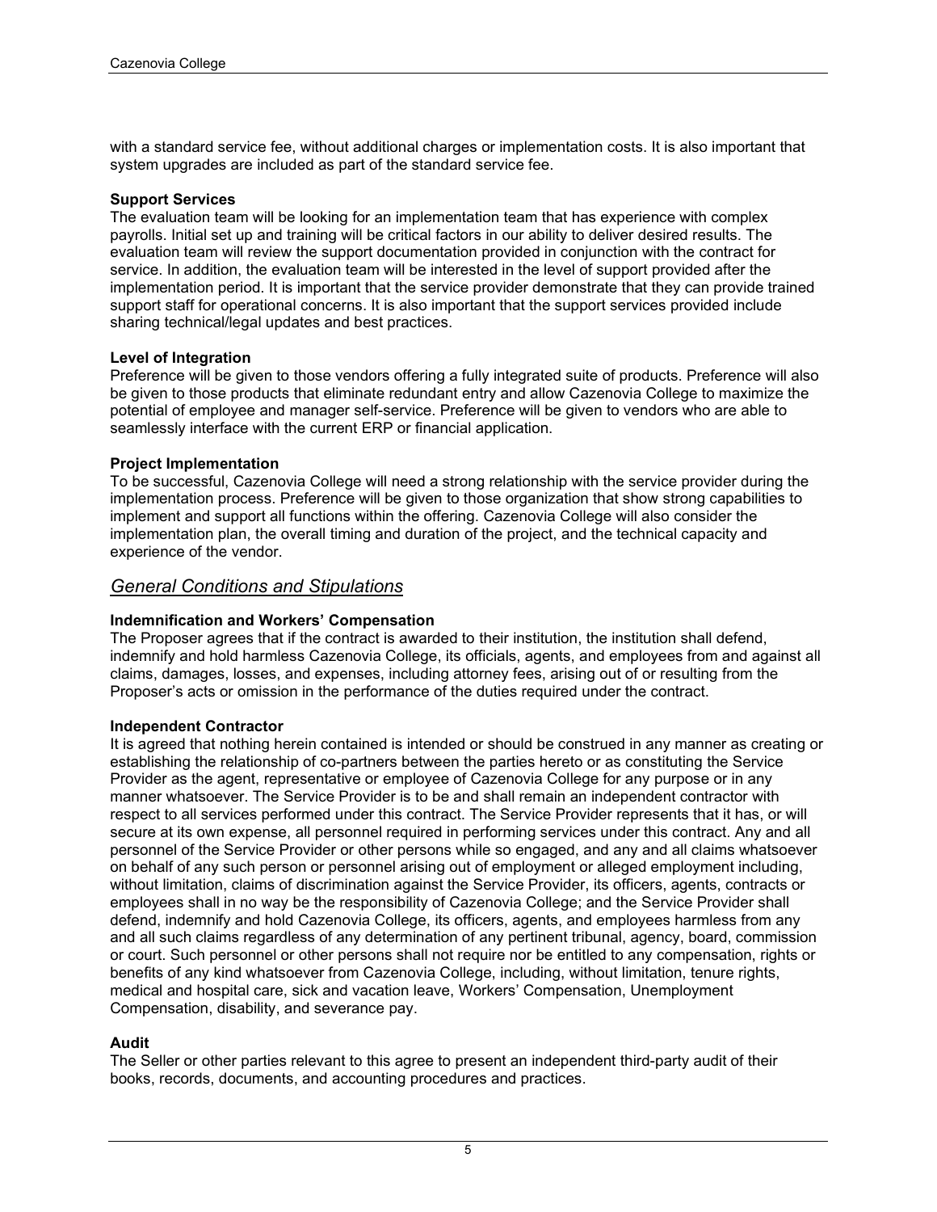with a standard service fee, without additional charges or implementation costs. It is also important that system upgrades are included as part of the standard service fee.

**Support Services**
The evaluation team will be looking for an implementation team that has experience with complex payrolls. Initial set up and training will be critical factors in our ability to deliver desired results. The evaluation team will review the support documentation provided in conjunction with the contract for service. In addition, the evaluation team will be interested in the level of support provided after the implementation period. It is important that the service provider demonstrate that they can provide trained support staff for operational concerns. It is also important that the support services provided include sharing technical/legal updates and best practices.

**Level of Integration**
Preference will be given to those vendors offering a fully integrated suite of products. Preference will also be given to those products that eliminate redundant entry and allow Cazenovia College to maximize the potential of employee and manager self-service. Preference will be given to vendors who are able to seamlessly interface with the current ERP or financial application.

**Project Implementation**
To be successful, Cazenovia College will need a strong relationship with the service provider during the implementation process. Preference will be given to those organization that show strong capabilities to implement and support all functions within the offering. Cazenovia College will also consider the implementation plan, the overall timing and duration of the project, and the technical capacity and experience of the vendor.

## *General Conditions and Stipulations*

**Indemnification and Workers' Compensation**
The Proposer agrees that if the contract is awarded to their institution, the institution shall defend, indemnify and hold harmless Cazenovia College, its officials, agents, and employees from and against all claims, damages, losses, and expenses, including attorney fees, arising out of or resulting from the Proposer's acts or omission in the performance of the duties required under the contract.

**Independent Contractor**
It is agreed that nothing herein contained is intended or should be construed in any manner as creating or establishing the relationship of co-partners between the parties hereto or as constituting the Service Provider as the agent, representative or employee of Cazenovia College for any purpose or in any manner whatsoever. The Service Provider is to be and shall remain an independent contractor with respect to all services performed under this contract. The Service Provider represents that it has, or will secure at its own expense, all personnel required in performing services under this contract. Any and all personnel of the Service Provider or other persons while so engaged, and any and all claims whatsoever on behalf of any such person or personnel arising out of employment or alleged employment including, without limitation, claims of discrimination against the Service Provider, its officers, agents, contracts or employees shall in no way be the responsibility of Cazenovia College; and the Service Provider shall defend, indemnify and hold Cazenovia College, its officers, agents, and employees harmless from any and all such claims regardless of any determination of any pertinent tribunal, agency, board, commission or court. Such personnel or other persons shall not require nor be entitled to any compensation, rights or benefits of any kind whatsoever from Cazenovia College, including, without limitation, tenure rights, medical and hospital care, sick and vacation leave, Workers' Compensation, Unemployment Compensation, disability, and severance pay.

**Audit**
The Seller or other parties relevant to this agree to present an independent third-party audit of their books, records, documents, and accounting procedures and practices.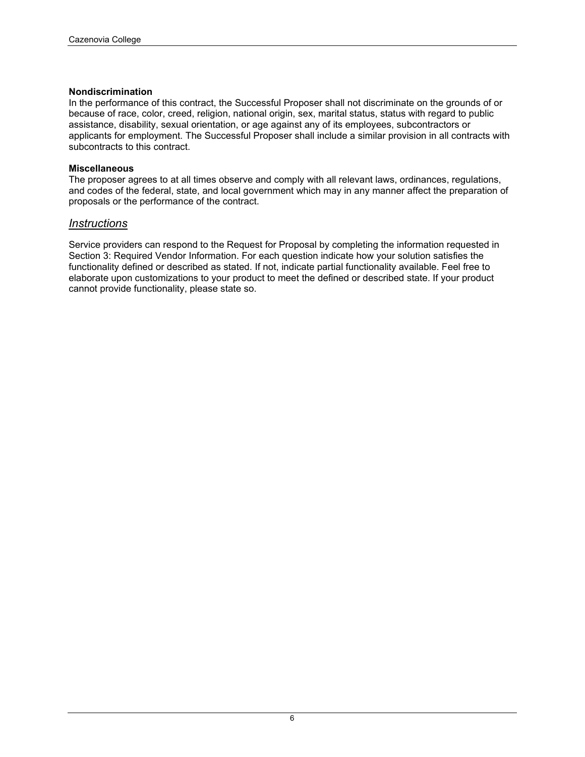**Nondiscrimination**

In the performance of this contract, the Successful Proposer shall not discriminate on the grounds of or because of race, color, creed, religion, national origin, sex, marital status, status with regard to public assistance, disability, sexual orientation, or age against any of its employees, subcontractors or applicants for employment. The Successful Proposer shall include a similar provision in all contracts with subcontracts to this contract.

**Miscellaneous**

The proposer agrees to at all times observe and comply with all relevant laws, ordinances, regulations, and codes of the federal, state, and local government which may in any manner affect the preparation of proposals or the performance of the contract.

## *Instructions*

Service providers can respond to the Request for Proposal by completing the information requested in Section 3: Required Vendor Information. For each question indicate how your solution satisfies the functionality defined or described as stated. If not, indicate partial functionality available. Feel free to elaborate upon customizations to your product to meet the defined or described state. If your product cannot provide functionality, please state so.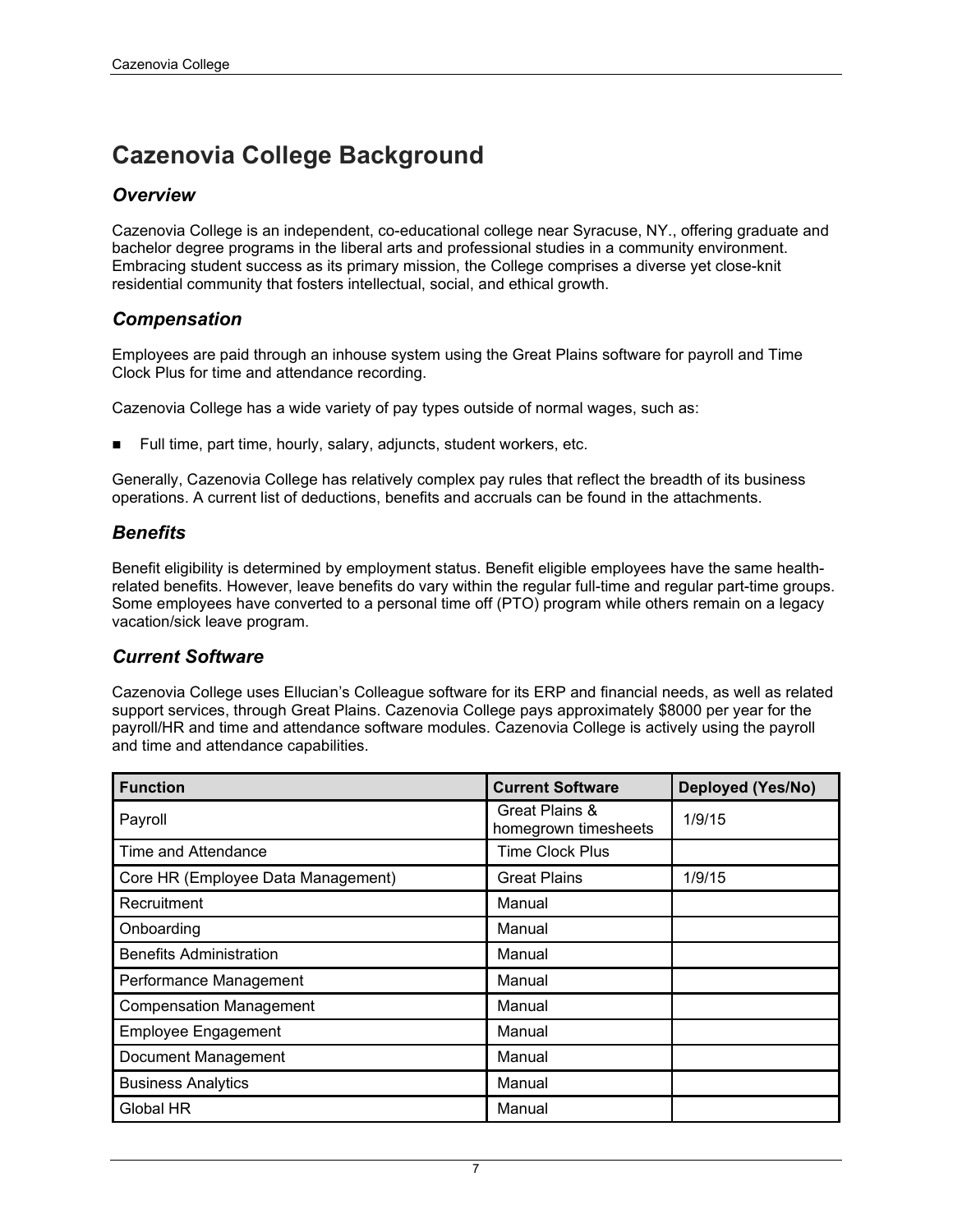# Cazenovia College Background

## *Overview*

Cazenovia College is an independent, co-educational college near Syracuse, NY., offering graduate and bachelor degree programs in the liberal arts and professional studies in a community environment. Embracing student success as its primary mission, the College comprises a diverse yet close-knit residential community that fosters intellectual, social, and ethical growth.

## *Compensation*

Employees are paid through an inhouse system using the Great Plains software for payroll and Time Clock Plus for time and attendance recording.

Cazenovia College has a wide variety of pay types outside of normal wages, such as:

- Full time, part time, hourly, salary, adjuncts, student workers, etc.

Generally, Cazenovia College has relatively complex pay rules that reflect the breadth of its business operations. A current list of deductions, benefits and accruals can be found in the attachments.

## *Benefits*

Benefit eligibility is determined by employment status. Benefit eligible employees have the same health-related benefits. However, leave benefits do vary within the regular full-time and regular part-time groups. Some employees have converted to a personal time off (PTO) program while others remain on a legacy vacation/sick leave program.

## *Current Software*

Cazenovia College uses Ellucian's Colleague software for its ERP and financial needs, as well as related support services, through Great Plains. Cazenovia College pays approximately $8000 per year for the payroll/HR and time and attendance software modules. Cazenovia College is actively using the payroll and time and attendance capabilities.

| Function | Current Software | Deployed (Yes/No) |
|---|---|---|
| Payroll | Great Plains & homegrown timesheets | 1/9/15 |
| Time and Attendance | Time Clock Plus | |
| Core HR (Employee Data Management) | Great Plains | 1/9/15 |
| Recruitment | Manual | |
| Onboarding | Manual | |
| Benefits Administration | Manual | |
| Performance Management | Manual | |
| Compensation Management | Manual | |
| Employee Engagement | Manual | |
| Document Management | Manual | |
| Business Analytics | Manual | |
| Global HR | Manual | |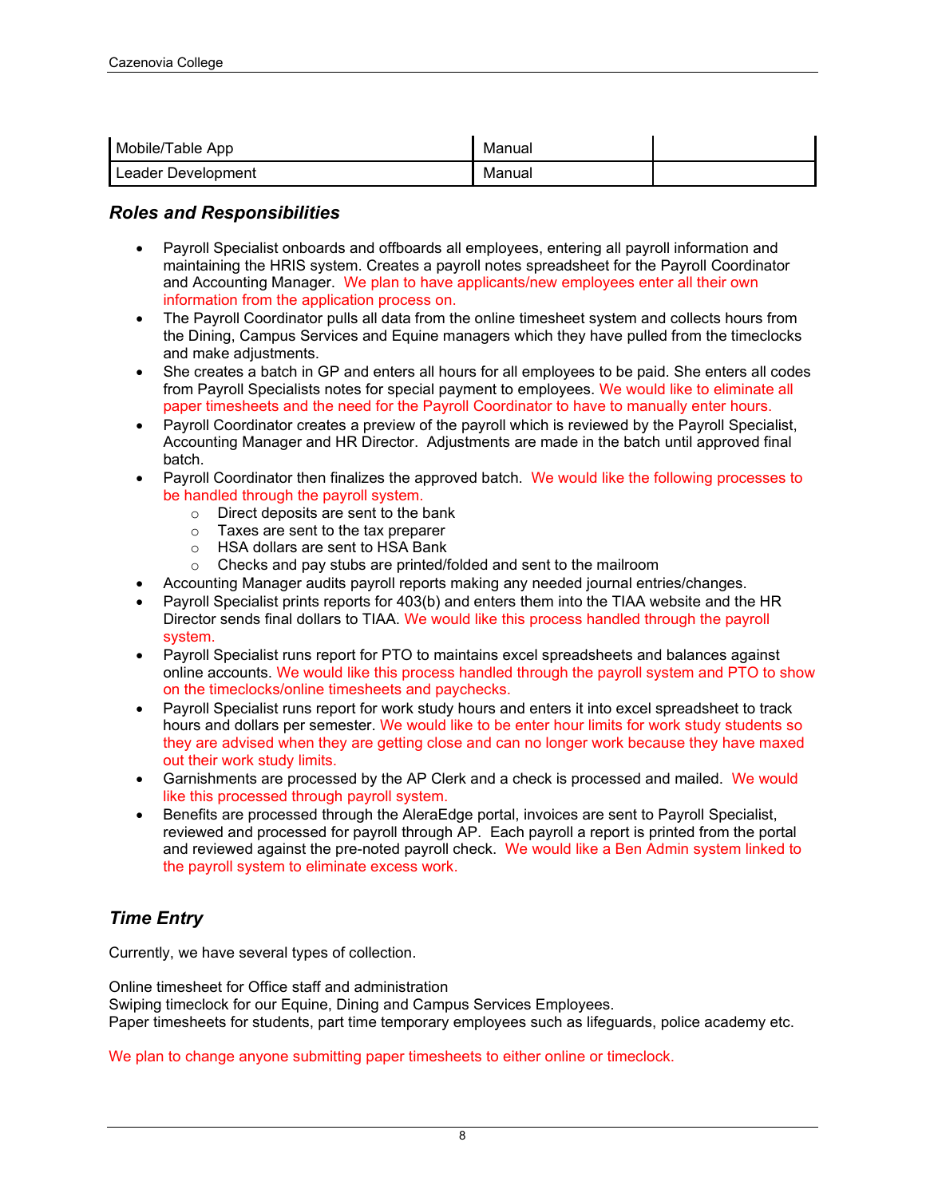| Mobile/Table App | Manual | |
|---|---|---|
| Leader Development | Manual | |

### *Roles and Responsibilities*

- Payroll Specialist onboards and offboards all employees, entering all payroll information and maintaining the HRIS system. Creates a payroll notes spreadsheet for the Payroll Coordinator and Accounting Manager. We plan to have applicants/new employees enter all their own information from the application process on.
- The Payroll Coordinator pulls all data from the online timesheet system and collects hours from the Dining, Campus Services and Equine managers which they have pulled from the timeclocks and make adjustments.
- She creates a batch in GP and enters all hours for all employees to be paid. She enters all codes from Payroll Specialists notes for special payment to employees. We would like to eliminate all paper timesheets and the need for the Payroll Coordinator to have to manually enter hours.
- Payroll Coordinator creates a preview of the payroll which is reviewed by the Payroll Specialist, Accounting Manager and HR Director. Adjustments are made in the batch until approved final batch.
- Payroll Coordinator then finalizes the approved batch. We would like the following processes to be handled through the payroll system.
    - Direct deposits are sent to the bank
    - Taxes are sent to the tax preparer
    - HSA dollars are sent to HSA Bank
    - Checks and pay stubs are printed/folded and sent to the mailroom
- Accounting Manager audits payroll reports making any needed journal entries/changes.
- Payroll Specialist prints reports for 403(b) and enters them into the TIAA website and the HR Director sends final dollars to TIAA. We would like this process handled through the payroll system.
- Payroll Specialist runs report for PTO to maintains excel spreadsheets and balances against online accounts. We would like this process handled through the payroll system and PTO to show on the timeclocks/online timesheets and paychecks.
- Payroll Specialist runs report for work study hours and enters it into excel spreadsheet to track hours and dollars per semester. We would like to be enter hour limits for work study students so they are advised when they are getting close and can no longer work because they have maxed out their work study limits.
- Garnishments are processed by the AP Clerk and a check is processed and mailed. We would like this processed through payroll system.
- Benefits are processed through the AleraEdge portal, invoices are sent to Payroll Specialist, reviewed and processed for payroll through AP. Each payroll a report is printed from the portal and reviewed against the pre-noted payroll check. We would like a Ben Admin system linked to the payroll system to eliminate excess work.

### *Time Entry*

Currently, we have several types of collection.

Online timesheet for Office staff and administration
Swiping timeclock for our Equine, Dining and Campus Services Employees.
Paper timesheets for students, part time temporary employees such as lifeguards, police academy etc.

We plan to change anyone submitting paper timesheets to either online or timeclock.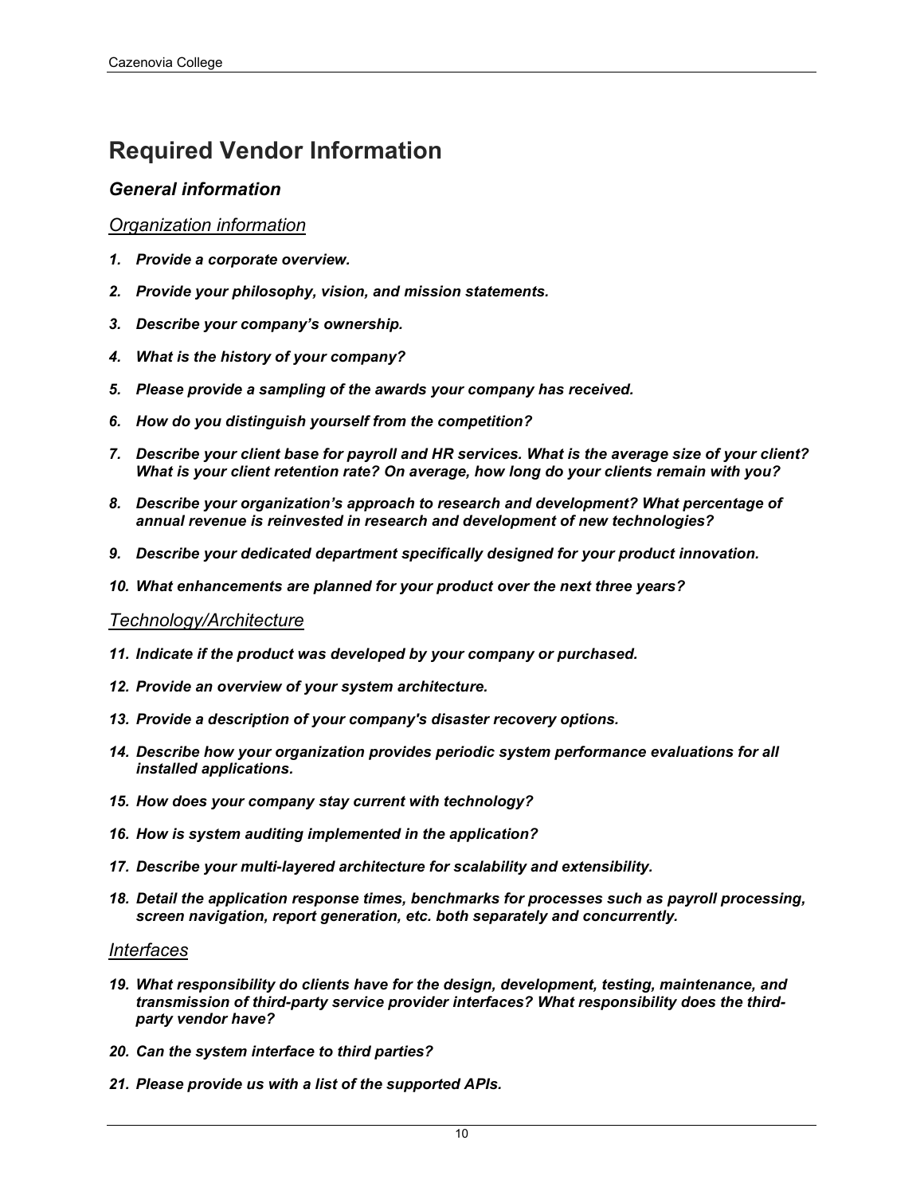# Required Vendor Information

## *General information*

### *Organization information*

1. ***Provide a corporate overview.***
2. ***Provide your philosophy, vision, and mission statements.***
3. ***Describe your company's ownership.***
4. ***What is the history of your company?***
5. ***Please provide a sampling of the awards your company has received.***
6. ***How do you distinguish yourself from the competition?***
7. ***Describe your client base for payroll and HR services. What is the average size of your client? What is your client retention rate? On average, how long do your clients remain with you?***
8. ***Describe your organization's approach to research and development? What percentage of annual revenue is reinvested in research and development of new technologies?***
9. ***Describe your dedicated department specifically designed for your product innovation.***
10. ***What enhancements are planned for your product over the next three years?***

### *Technology/Architecture*

11. ***Indicate if the product was developed by your company or purchased.***
12. ***Provide an overview of your system architecture.***
13. ***Provide a description of your company's disaster recovery options.***
14. ***Describe how your organization provides periodic system performance evaluations for all installed applications.***
15. ***How does your company stay current with technology?***
16. ***How is system auditing implemented in the application?***
17. ***Describe your multi-layered architecture for scalability and extensibility.***
18. ***Detail the application response times, benchmarks for processes such as payroll processing, screen navigation, report generation, etc. both separately and concurrently.***

### *Interfaces*

19. ***What responsibility do clients have for the design, development, testing, maintenance, and transmission of third-party service provider interfaces? What responsibility does the third-party vendor have?***
20. ***Can the system interface to third parties?***
21. ***Please provide us with a list of the supported APIs.***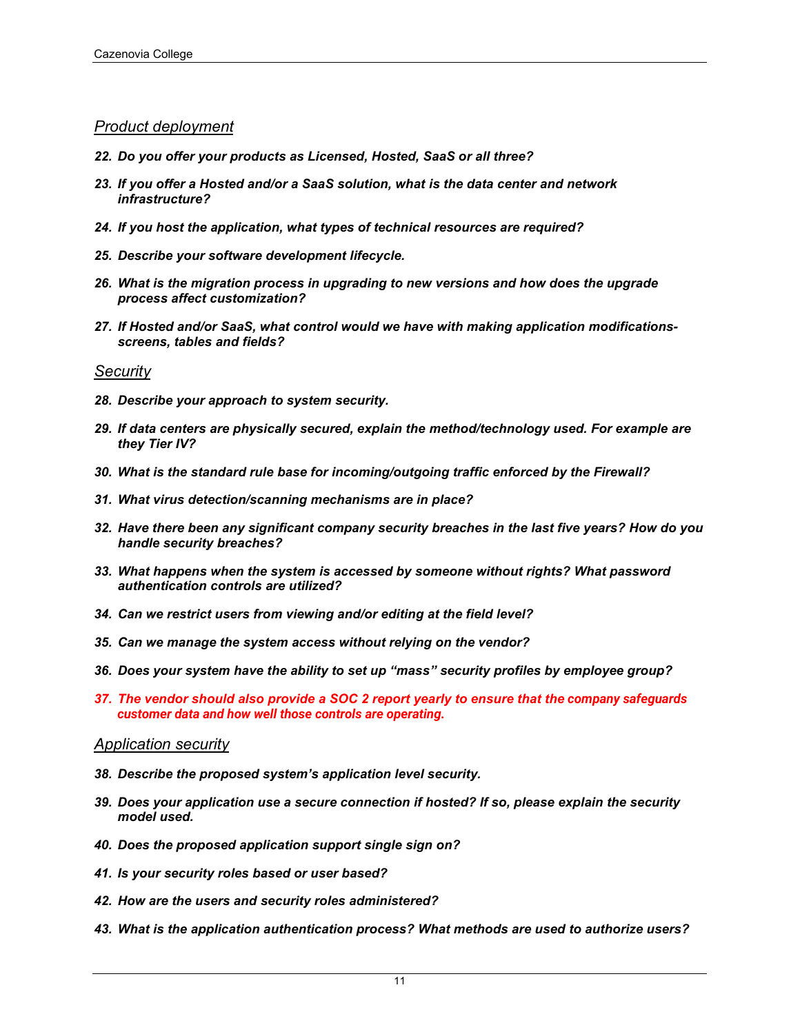## *Product deployment*

22. ***Do you offer your products as Licensed, Hosted, SaaS or all three?***

23. ***If you offer a Hosted and/or a SaaS solution, what is the data center and network infrastructure?***

24. ***If you host the application, what types of technical resources are required?***

25. ***Describe your software development lifecycle.***

26. ***What is the migration process in upgrading to new versions and how does the upgrade process affect customization?***

27. ***If Hosted and/or SaaS, what control would we have with making application modifications-screens, tables and fields?***

## *Security*

28. ***Describe your approach to system security.***

29. ***If data centers are physically secured, explain the method/technology used. For example are they Tier IV?***

30. ***What is the standard rule base for incoming/outgoing traffic enforced by the Firewall?***

31. ***What virus detection/scanning mechanisms are in place?***

32. ***Have there been any significant company security breaches in the last five years? How do you handle security breaches?***

33. ***What happens when the system is accessed by someone without rights? What password authentication controls are utilized?***

34. ***Can we restrict users from viewing and/or editing at the field level?***

35. ***Can we manage the system access without relying on the vendor?***

36. ***Does your system have the ability to set up "mass" security profiles by employee group?***

37. ***The vendor should also provide a SOC 2 report yearly to ensure that the company safeguards customer data and how well those controls are operating.***

## *Application security*

38. ***Describe the proposed system's application level security.***

39. ***Does your application use a secure connection if hosted? If so, please explain the security model used.***

40. ***Does the proposed application support single sign on?***

41. ***Is your security roles based or user based?***

42. ***How are the users and security roles administered?***

43. ***What is the application authentication process? What methods are used to authorize users?***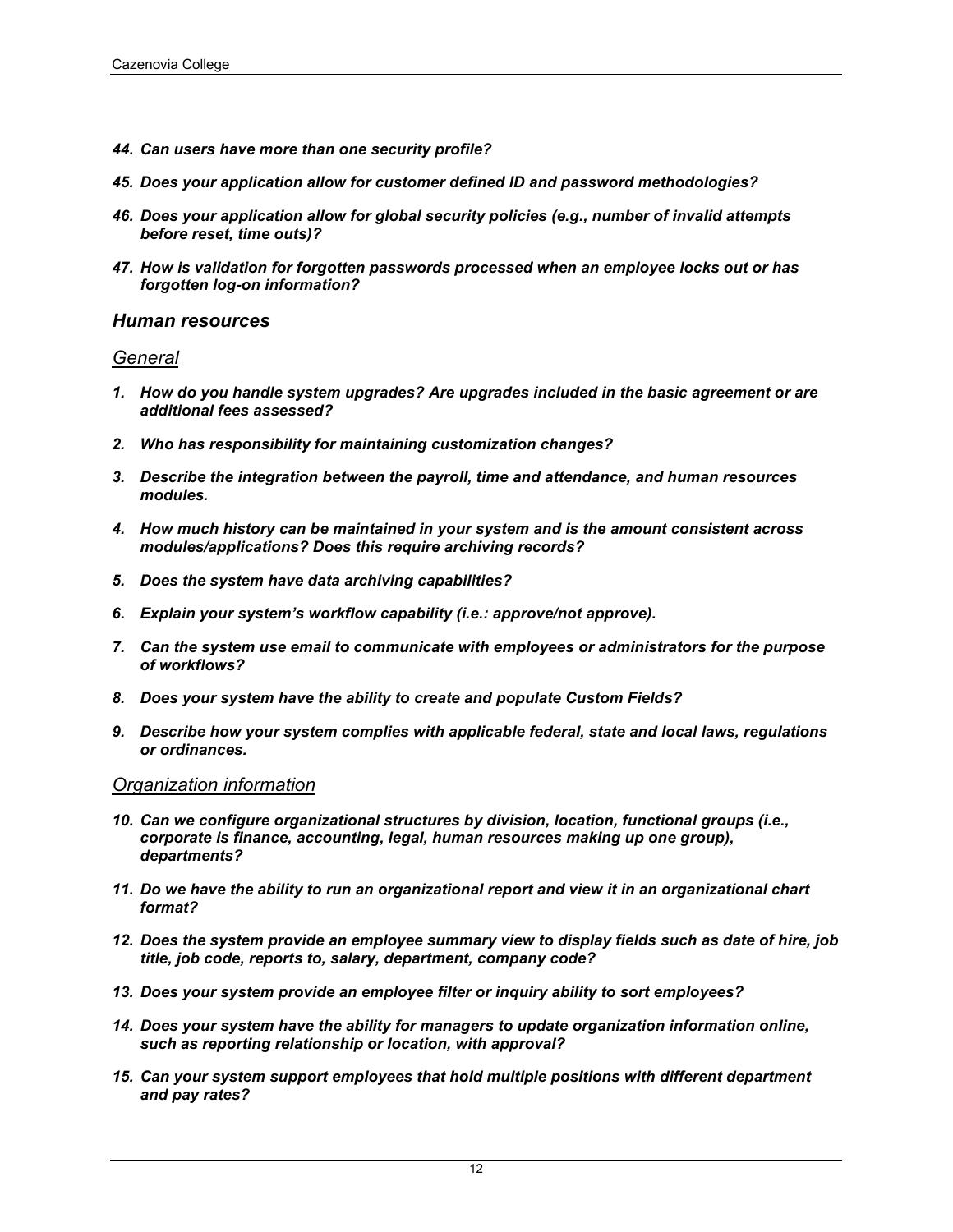*44. Can users have more than one security profile?*

*45. Does your application allow for customer defined ID and password methodologies?*

*46. Does your application allow for global security policies (e.g., number of invalid attempts before reset, time outs)?*

*47. How is validation for forgotten passwords processed when an employee locks out or has forgotten log-on information?*

## Human resources

### General

*1. How do you handle system upgrades? Are upgrades included in the basic agreement or are additional fees assessed?*

*2. Who has responsibility for maintaining customization changes?*

*3. Describe the integration between the payroll, time and attendance, and human resources modules.*

*4. How much history can be maintained in your system and is the amount consistent across modules/applications? Does this require archiving records?*

*5. Does the system have data archiving capabilities?*

*6. Explain your system's workflow capability (i.e.: approve/not approve).*

*7. Can the system use email to communicate with employees or administrators for the purpose of workflows?*

*8. Does your system have the ability to create and populate Custom Fields?*

*9. Describe how your system complies with applicable federal, state and local laws, regulations or ordinances.*

### Organization information

*10. Can we configure organizational structures by division, location, functional groups (i.e., corporate is finance, accounting, legal, human resources making up one group), departments?*

*11. Do we have the ability to run an organizational report and view it in an organizational chart format?*

*12. Does the system provide an employee summary view to display fields such as date of hire, job title, job code, reports to, salary, department, company code?*

*13. Does your system provide an employee filter or inquiry ability to sort employees?*

*14. Does your system have the ability for managers to update organization information online, such as reporting relationship or location, with approval?*

*15. Can your system support employees that hold multiple positions with different department and pay rates?*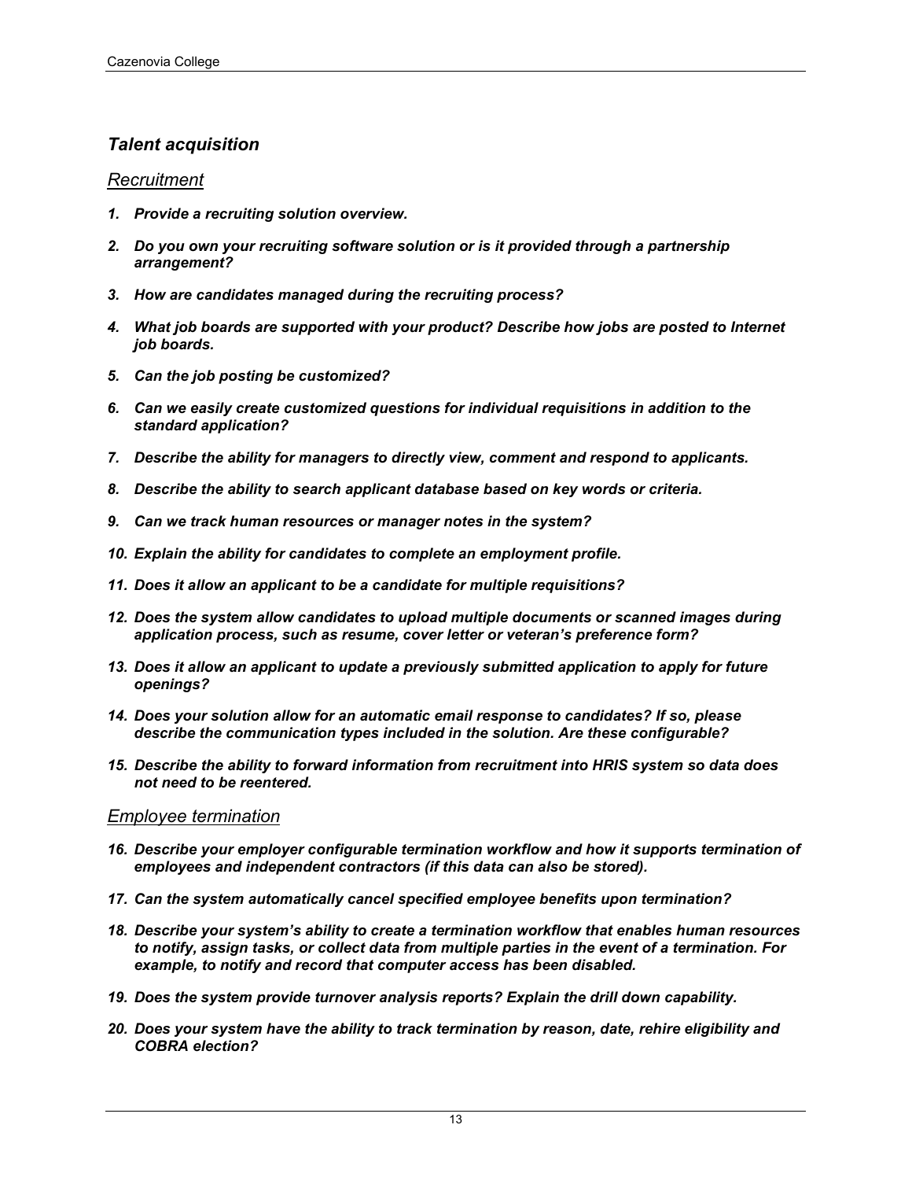## *Talent acquisition*

### *Recruitment*

1. ***Provide a recruiting solution overview.***
2. ***Do you own your recruiting software solution or is it provided through a partnership arrangement?***
3. ***How are candidates managed during the recruiting process?***
4. ***What job boards are supported with your product? Describe how jobs are posted to Internet job boards.***
5. ***Can the job posting be customized?***
6. ***Can we easily create customized questions for individual requisitions in addition to the standard application?***
7. ***Describe the ability for managers to directly view, comment and respond to applicants.***
8. ***Describe the ability to search applicant database based on key words or criteria.***
9. ***Can we track human resources or manager notes in the system?***
10. ***Explain the ability for candidates to complete an employment profile.***
11. ***Does it allow an applicant to be a candidate for multiple requisitions?***
12. ***Does the system allow candidates to upload multiple documents or scanned images during application process, such as resume, cover letter or veteran's preference form?***
13. ***Does it allow an applicant to update a previously submitted application to apply for future openings?***
14. ***Does your solution allow for an automatic email response to candidates? If so, please describe the communication types included in the solution. Are these configurable?***
15. ***Describe the ability to forward information from recruitment into HRIS system so data does not need to be reentered.***

### *Employee termination*

16. ***Describe your employer configurable termination workflow and how it supports termination of employees and independent contractors (if this data can also be stored).***
17. ***Can the system automatically cancel specified employee benefits upon termination?***
18. ***Describe your system's ability to create a termination workflow that enables human resources to notify, assign tasks, or collect data from multiple parties in the event of a termination. For example, to notify and record that computer access has been disabled.***
19. ***Does the system provide turnover analysis reports? Explain the drill down capability.***
20. ***Does your system have the ability to track termination by reason, date, rehire eligibility and COBRA election?***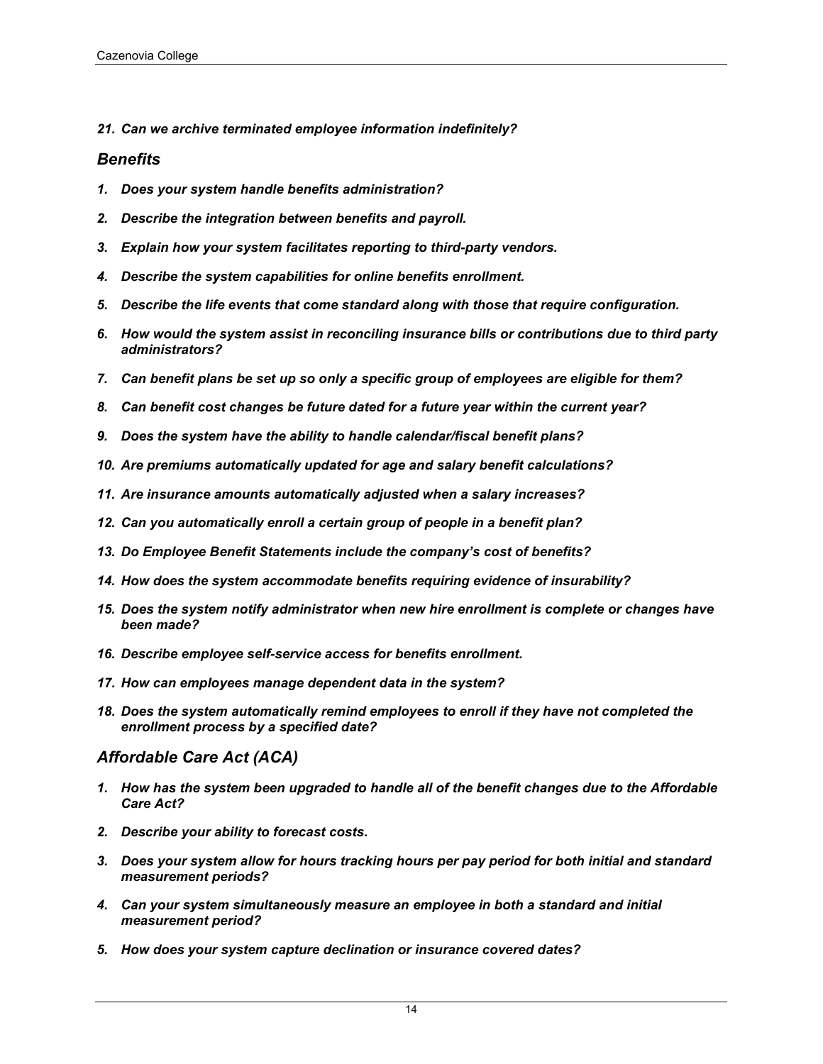*21. Can we archive terminated employee information indefinitely?*

## *Benefits*

1. ***Does your system handle benefits administration?***
2. ***Describe the integration between benefits and payroll.***
3. ***Explain how your system facilitates reporting to third-party vendors.***
4. ***Describe the system capabilities for online benefits enrollment.***
5. ***Describe the life events that come standard along with those that require configuration.***
6. ***How would the system assist in reconciling insurance bills or contributions due to third party administrators?***
7. ***Can benefit plans be set up so only a specific group of employees are eligible for them?***
8. ***Can benefit cost changes be future dated for a future year within the current year?***
9. ***Does the system have the ability to handle calendar/fiscal benefit plans?***
10. ***Are premiums automatically updated for age and salary benefit calculations?***
11. ***Are insurance amounts automatically adjusted when a salary increases?***
12. ***Can you automatically enroll a certain group of people in a benefit plan?***
13. ***Do Employee Benefit Statements include the company's cost of benefits?***
14. ***How does the system accommodate benefits requiring evidence of insurability?***
15. ***Does the system notify administrator when new hire enrollment is complete or changes have been made?***
16. ***Describe employee self-service access for benefits enrollment.***
17. ***How can employees manage dependent data in the system?***
18. ***Does the system automatically remind employees to enroll if they have not completed the enrollment process by a specified date?***

## *Affordable Care Act (ACA)*

1. ***How has the system been upgraded to handle all of the benefit changes due to the Affordable Care Act?***
2. ***Describe your ability to forecast costs.***
3. ***Does your system allow for hours tracking hours per pay period for both initial and standard measurement periods?***
4. ***Can your system simultaneously measure an employee in both a standard and initial measurement period?***
5. ***How does your system capture declination or insurance covered dates?***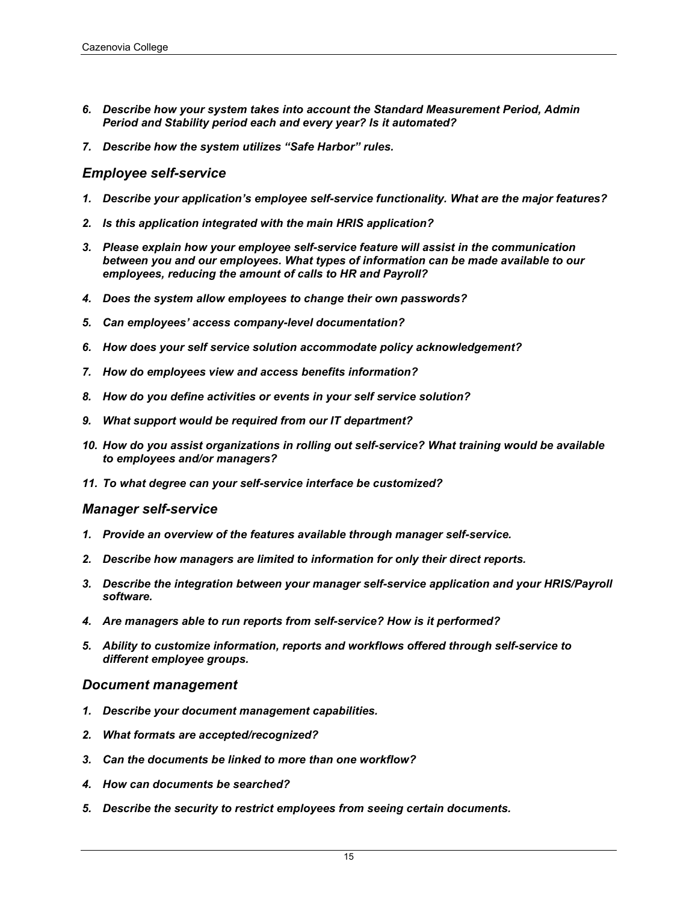6. ***Describe how your system takes into account the Standard Measurement Period, Admin Period and Stability period each and every year? Is it automated?***

7. ***Describe how the system utilizes "Safe Harbor" rules.***

### *Employee self-service*

1. ***Describe your application's employee self-service functionality. What are the major features?***

2. ***Is this application integrated with the main HRIS application?***

3. ***Please explain how your employee self-service feature will assist in the communication between you and our employees. What types of information can be made available to our employees, reducing the amount of calls to HR and Payroll?***

4. ***Does the system allow employees to change their own passwords?***

5. ***Can employees' access company-level documentation?***

6. ***How does your self service solution accommodate policy acknowledgement?***

7. ***How do employees view and access benefits information?***

8. ***How do you define activities or events in your self service solution?***

9. ***What support would be required from our IT department?***

10. ***How do you assist organizations in rolling out self-service? What training would be available to employees and/or managers?***

11. ***To what degree can your self-service interface be customized?***

### *Manager self-service*

1. ***Provide an overview of the features available through manager self-service.***

2. ***Describe how managers are limited to information for only their direct reports.***

3. ***Describe the integration between your manager self-service application and your HRIS/Payroll software.***

4. ***Are managers able to run reports from self-service? How is it performed?***

5. ***Ability to customize information, reports and workflows offered through self-service to different employee groups.***

### *Document management*

1. ***Describe your document management capabilities.***

2. ***What formats are accepted/recognized?***

3. ***Can the documents be linked to more than one workflow?***

4. ***How can documents be searched?***

5. ***Describe the security to restrict employees from seeing certain documents.***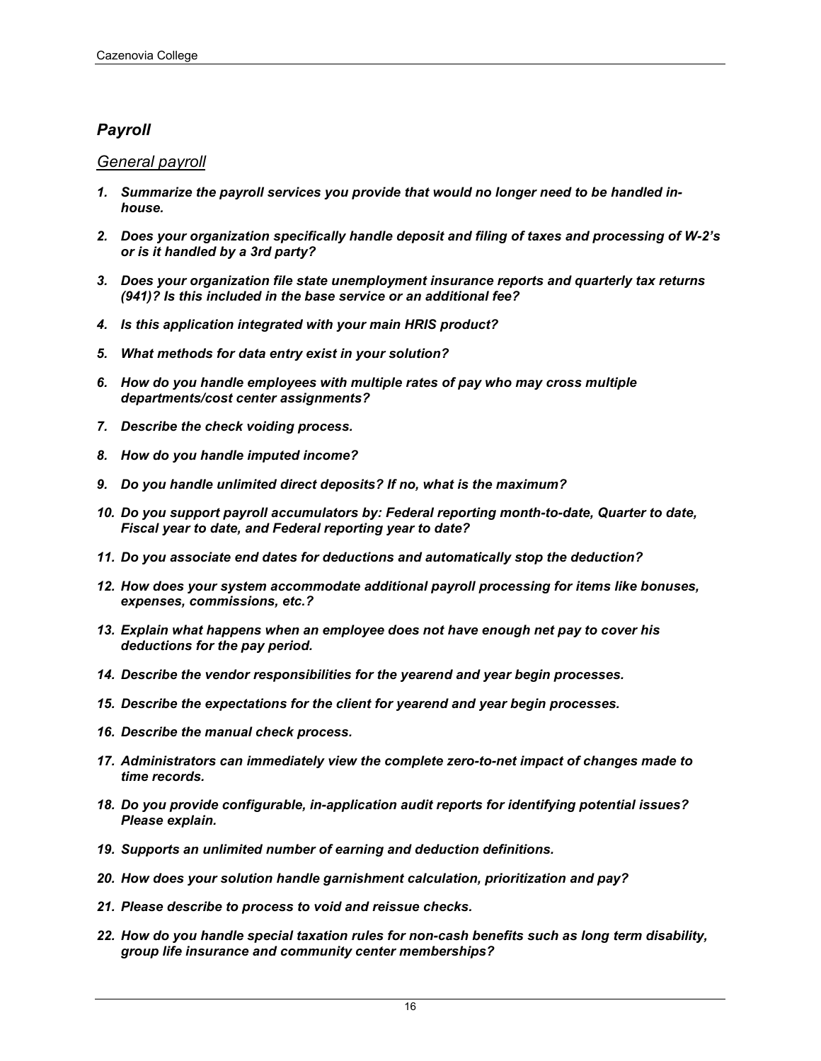## *Payroll*

### *General payroll*

1. ***Summarize the payroll services you provide that would no longer need to be handled in-house.***
2. ***Does your organization specifically handle deposit and filing of taxes and processing of W-2's or is it handled by a 3rd party?***
3. ***Does your organization file state unemployment insurance reports and quarterly tax returns (941)? Is this included in the base service or an additional fee?***
4. ***Is this application integrated with your main HRIS product?***
5. ***What methods for data entry exist in your solution?***
6. ***How do you handle employees with multiple rates of pay who may cross multiple departments/cost center assignments?***
7. ***Describe the check voiding process.***
8. ***How do you handle imputed income?***
9. ***Do you handle unlimited direct deposits? If no, what is the maximum?***
10. ***Do you support payroll accumulators by: Federal reporting month-to-date, Quarter to date, Fiscal year to date, and Federal reporting year to date?***
11. ***Do you associate end dates for deductions and automatically stop the deduction?***
12. ***How does your system accommodate additional payroll processing for items like bonuses, expenses, commissions, etc.?***
13. ***Explain what happens when an employee does not have enough net pay to cover his deductions for the pay period.***
14. ***Describe the vendor responsibilities for the yearend and year begin processes.***
15. ***Describe the expectations for the client for yearend and year begin processes.***
16. ***Describe the manual check process.***
17. ***Administrators can immediately view the complete zero-to-net impact of changes made to time records.***
18. ***Do you provide configurable, in-application audit reports for identifying potential issues? Please explain.***
19. ***Supports an unlimited number of earning and deduction definitions.***
20. ***How does your solution handle garnishment calculation, prioritization and pay?***
21. ***Please describe to process to void and reissue checks.***
22. ***How do you handle special taxation rules for non-cash benefits such as long term disability, group life insurance and community center memberships?***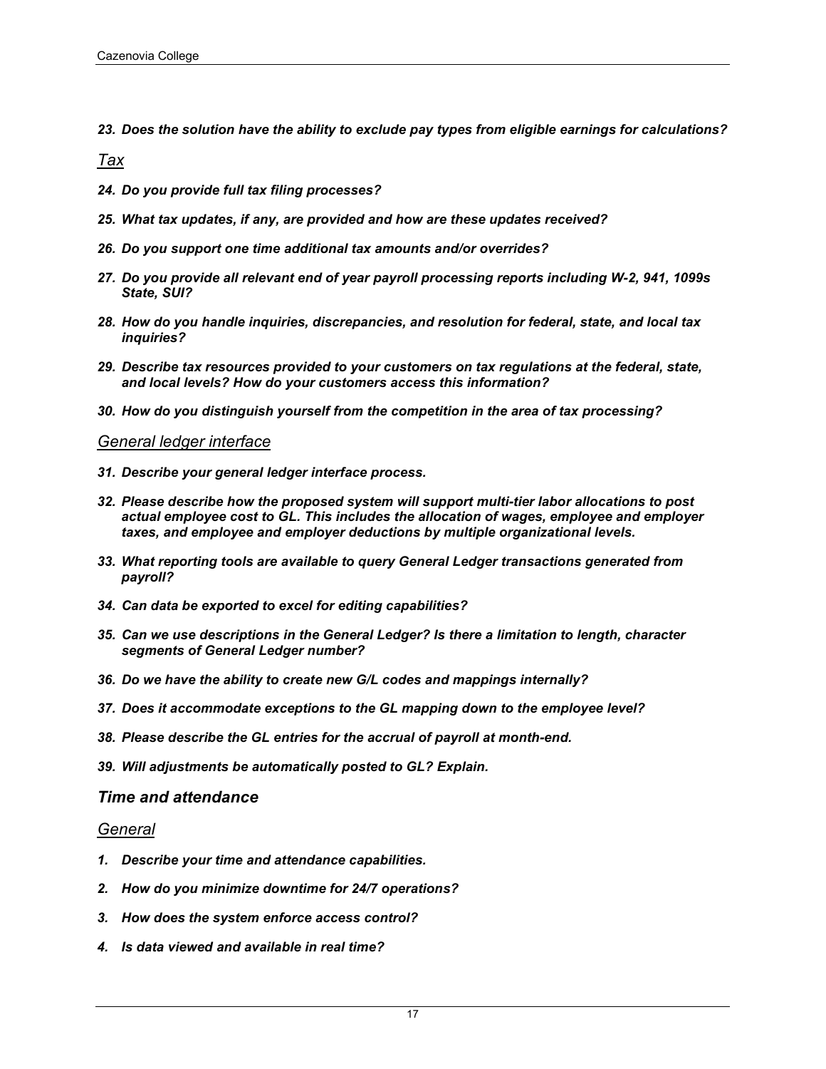***23. Does the solution have the ability to exclude pay types from eligible earnings for calculations?***

### *Tax*

***24. Do you provide full tax filing processes?***

***25. What tax updates, if any, are provided and how are these updates received?***

***26. Do you support one time additional tax amounts and/or overrides?***

***27. Do you provide all relevant end of year payroll processing reports including W-2, 941, 1099s State, SUI?***

***28. How do you handle inquiries, discrepancies, and resolution for federal, state, and local tax inquiries?***

***29. Describe tax resources provided to your customers on tax regulations at the federal, state, and local levels? How do your customers access this information?***

***30. How do you distinguish yourself from the competition in the area of tax processing?***

### *General ledger interface*

***31. Describe your general ledger interface process.***

***32. Please describe how the proposed system will support multi-tier labor allocations to post actual employee cost to GL. This includes the allocation of wages, employee and employer taxes, and employee and employer deductions by multiple organizational levels.***

***33. What reporting tools are available to query General Ledger transactions generated from payroll?***

***34. Can data be exported to excel for editing capabilities?***

***35. Can we use descriptions in the General Ledger? Is there a limitation to length, character segments of General Ledger number?***

***36. Do we have the ability to create new G/L codes and mappings internally?***

***37. Does it accommodate exceptions to the GL mapping down to the employee level?***

***38. Please describe the GL entries for the accrual of payroll at month-end.***

***39. Will adjustments be automatically posted to GL? Explain.***

## *Time and attendance*

### *General*

***1. Describe your time and attendance capabilities.***

***2. How do you minimize downtime for 24/7 operations?***

***3. How does the system enforce access control?***

***4. Is data viewed and available in real time?***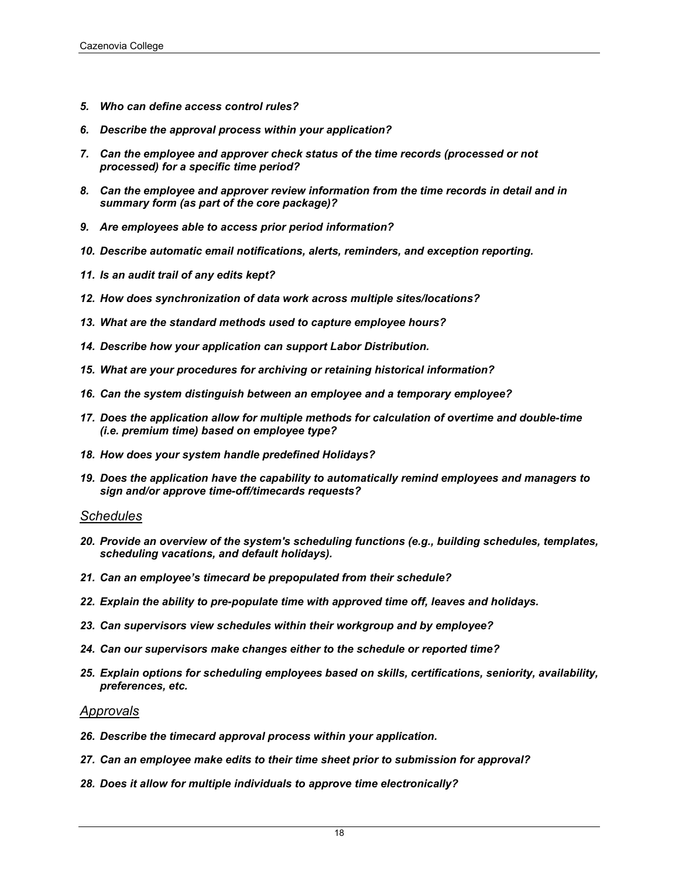5. ***Who can define access control rules?***

6. ***Describe the approval process within your application?***

7. ***Can the employee and approver check status of the time records (processed or not processed) for a specific time period?***

8. ***Can the employee and approver review information from the time records in detail and in summary form (as part of the core package)?***

9. ***Are employees able to access prior period information?***

10. ***Describe automatic email notifications, alerts, reminders, and exception reporting.***

11. ***Is an audit trail of any edits kept?***

12. ***How does synchronization of data work across multiple sites/locations?***

13. ***What are the standard methods used to capture employee hours?***

14. ***Describe how your application can support Labor Distribution.***

15. ***What are your procedures for archiving or retaining historical information?***

16. ***Can the system distinguish between an employee and a temporary employee?***

17. ***Does the application allow for multiple methods for calculation of overtime and double-time (i.e. premium time) based on employee type?***

18. ***How does your system handle predefined Holidays?***

19. ***Does the application have the capability to automatically remind employees and managers to sign and/or approve time-off/timecards requests?***

### *Schedules*

20. ***Provide an overview of the system's scheduling functions (e.g., building schedules, templates, scheduling vacations, and default holidays).***

21. ***Can an employee's timecard be prepopulated from their schedule?***

22. ***Explain the ability to pre-populate time with approved time off, leaves and holidays.***

23. ***Can supervisors view schedules within their workgroup and by employee?***

24. ***Can our supervisors make changes either to the schedule or reported time?***

25. ***Explain options for scheduling employees based on skills, certifications, seniority, availability, preferences, etc.***

### *Approvals*

26. ***Describe the timecard approval process within your application.***

27. ***Can an employee make edits to their time sheet prior to submission for approval?***

28. ***Does it allow for multiple individuals to approve time electronically?***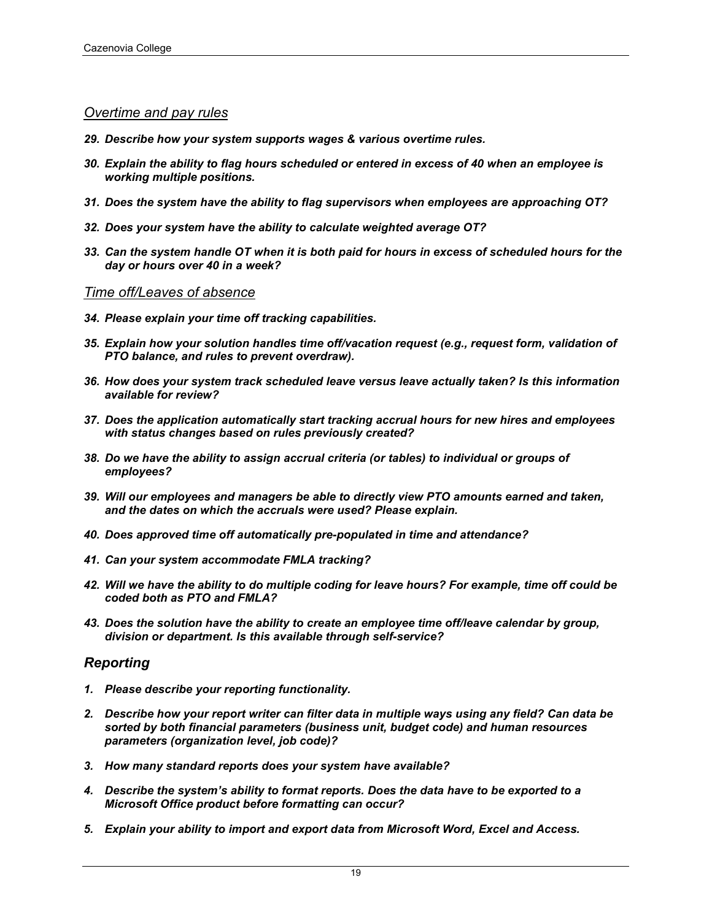### *Overtime and pay rules*

29. ***Describe how your system supports wages & various overtime rules.***
30. ***Explain the ability to flag hours scheduled or entered in excess of 40 when an employee is working multiple positions.***
31. ***Does the system have the ability to flag supervisors when employees are approaching OT?***
32. ***Does your system have the ability to calculate weighted average OT?***
33. ***Can the system handle OT when it is both paid for hours in excess of scheduled hours for the day or hours over 40 in a week?***

### *Time off/Leaves of absence*

34. ***Please explain your time off tracking capabilities.***
35. ***Explain how your solution handles time off/vacation request (e.g., request form, validation of PTO balance, and rules to prevent overdraw).***
36. ***How does your system track scheduled leave versus leave actually taken? Is this information available for review?***
37. ***Does the application automatically start tracking accrual hours for new hires and employees with status changes based on rules previously created?***
38. ***Do we have the ability to assign accrual criteria (or tables) to individual or groups of employees?***
39. ***Will our employees and managers be able to directly view PTO amounts earned and taken, and the dates on which the accruals were used? Please explain.***
40. ***Does approved time off automatically pre-populated in time and attendance?***
41. ***Can your system accommodate FMLA tracking?***
42. ***Will we have the ability to do multiple coding for leave hours? For example, time off could be coded both as PTO and FMLA?***
43. ***Does the solution have the ability to create an employee time off/leave calendar by group, division or department. Is this available through self-service?***

## *Reporting*

1. ***Please describe your reporting functionality.***
2. ***Describe how your report writer can filter data in multiple ways using any field? Can data be sorted by both financial parameters (business unit, budget code) and human resources parameters (organization level, job code)?***
3. ***How many standard reports does your system have available?***
4. ***Describe the system's ability to format reports. Does the data have to be exported to a Microsoft Office product before formatting can occur?***
5. ***Explain your ability to import and export data from Microsoft Word, Excel and Access.***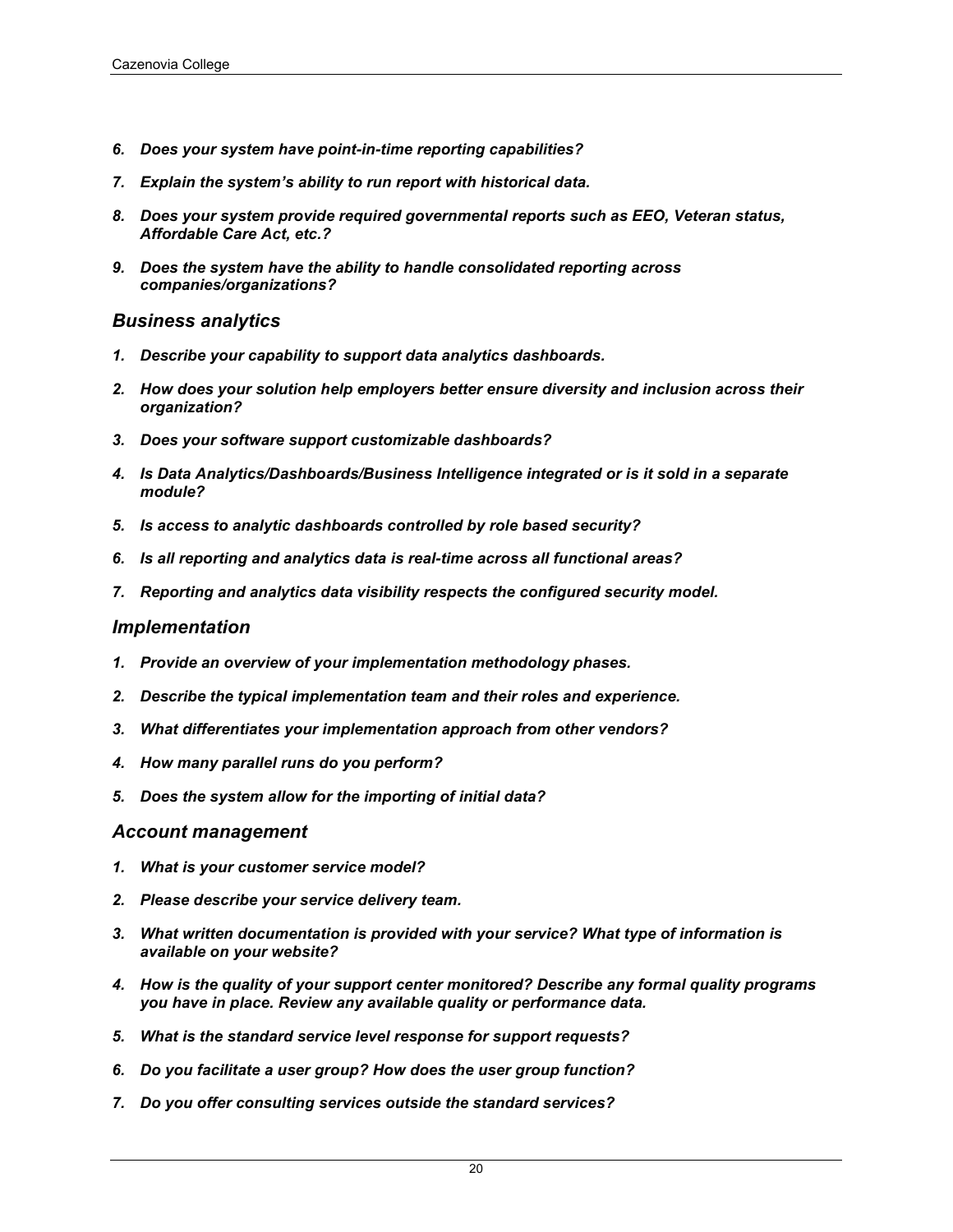6. ***Does your system have point-in-time reporting capabilities?***
7. ***Explain the system's ability to run report with historical data.***
8. ***Does your system provide required governmental reports such as EEO, Veteran status, Affordable Care Act, etc.?***
9. ***Does the system have the ability to handle consolidated reporting across companies/organizations?***

## *Business analytics*

1. ***Describe your capability to support data analytics dashboards.***
2. ***How does your solution help employers better ensure diversity and inclusion across their organization?***
3. ***Does your software support customizable dashboards?***
4. ***Is Data Analytics/Dashboards/Business Intelligence integrated or is it sold in a separate module?***
5. ***Is access to analytic dashboards controlled by role based security?***
6. ***Is all reporting and analytics data is real-time across all functional areas?***
7. ***Reporting and analytics data visibility respects the configured security model.***

## *Implementation*

1. ***Provide an overview of your implementation methodology phases.***
2. ***Describe the typical implementation team and their roles and experience.***
3. ***What differentiates your implementation approach from other vendors?***
4. ***How many parallel runs do you perform?***
5. ***Does the system allow for the importing of initial data?***

## *Account management*

1. ***What is your customer service model?***
2. ***Please describe your service delivery team.***
3. ***What written documentation is provided with your service? What type of information is available on your website?***
4. ***How is the quality of your support center monitored? Describe any formal quality programs you have in place. Review any available quality or performance data.***
5. ***What is the standard service level response for support requests?***
6. ***Do you facilitate a user group? How does the user group function?***
7. ***Do you offer consulting services outside the standard services?***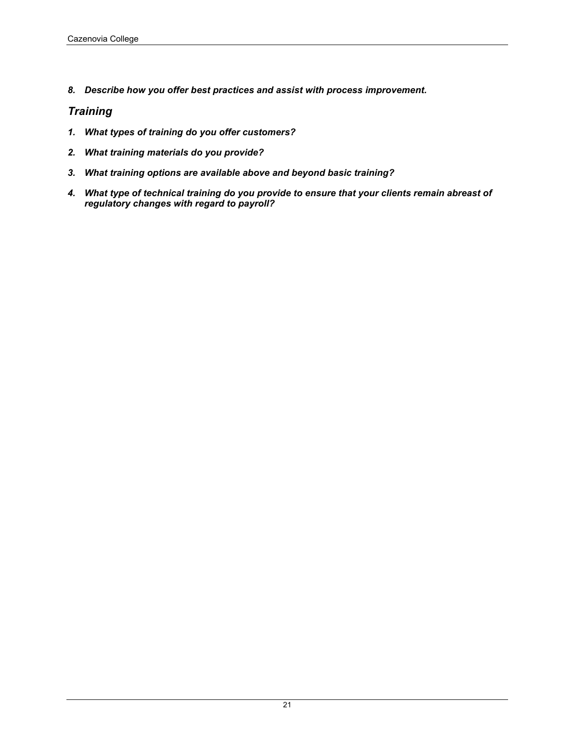8. ***Describe how you offer best practices and assist with process improvement.***

## *Training*

1. ***What types of training do you offer customers?***
2. ***What training materials do you provide?***
3. ***What training options are available above and beyond basic training?***
4. ***What type of technical training do you provide to ensure that your clients remain abreast of regulatory changes with regard to payroll?***